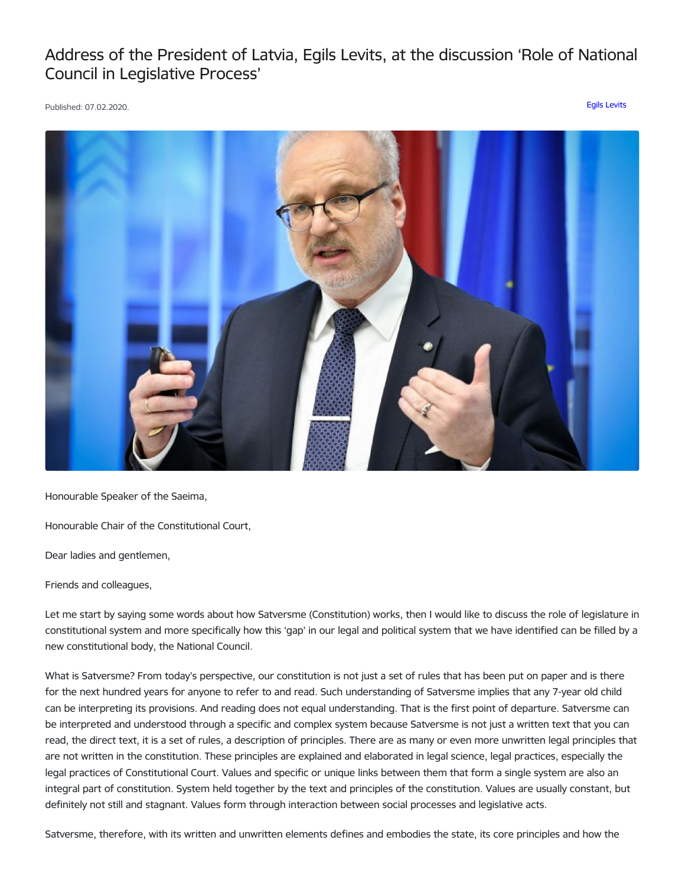# Address of the President of Latvia, Egils Levits, at the discussion 'Role of National Council in Legislative Process'

Published: 07.02.2020.

Egils Levits

Honourable Speaker of the Saeima,

Honourable Chair of the Constitutional Court,

Dear ladies and gentlemen,

Friends and colleagues,

Let me start by saying some words about how Satversme (Constitution) works, then I would like to discuss the role of legislature in constitutional system and more specifically how this 'gap' in our legal and political system that we have identified can be filled by a new constitutional body, the National Council.

What is Satversme? From today's perspective, our constitution is not just a set of rules that has been put on paper and is there for the next hundred years for anyone to refer to and read. Such understanding of Satversme implies that any 7-year old child can be interpreting its provisions. And reading does not equal understanding. That is the first point of departure. Satversme can be interpreted and understood through a specific and complex system because Satversme is not just a written text that you can read, the direct text, it is a set of rules, a description of principles. There are as many or even more unwritten legal principles that are not written in the constitution. These principles are explained and elaborated in legal science, legal practices, especially the legal practices of Constitutional Court. Values and specific or unique links between them that form a single system are also an integral part of constitution. System held together by the text and principles of the constitution. Values are usually constant, but definitely not still and stagnant. Values form through interaction between social processes and legislative acts.

Satversme, therefore, with its written and unwritten elements defines and embodies the state, its core principles and how the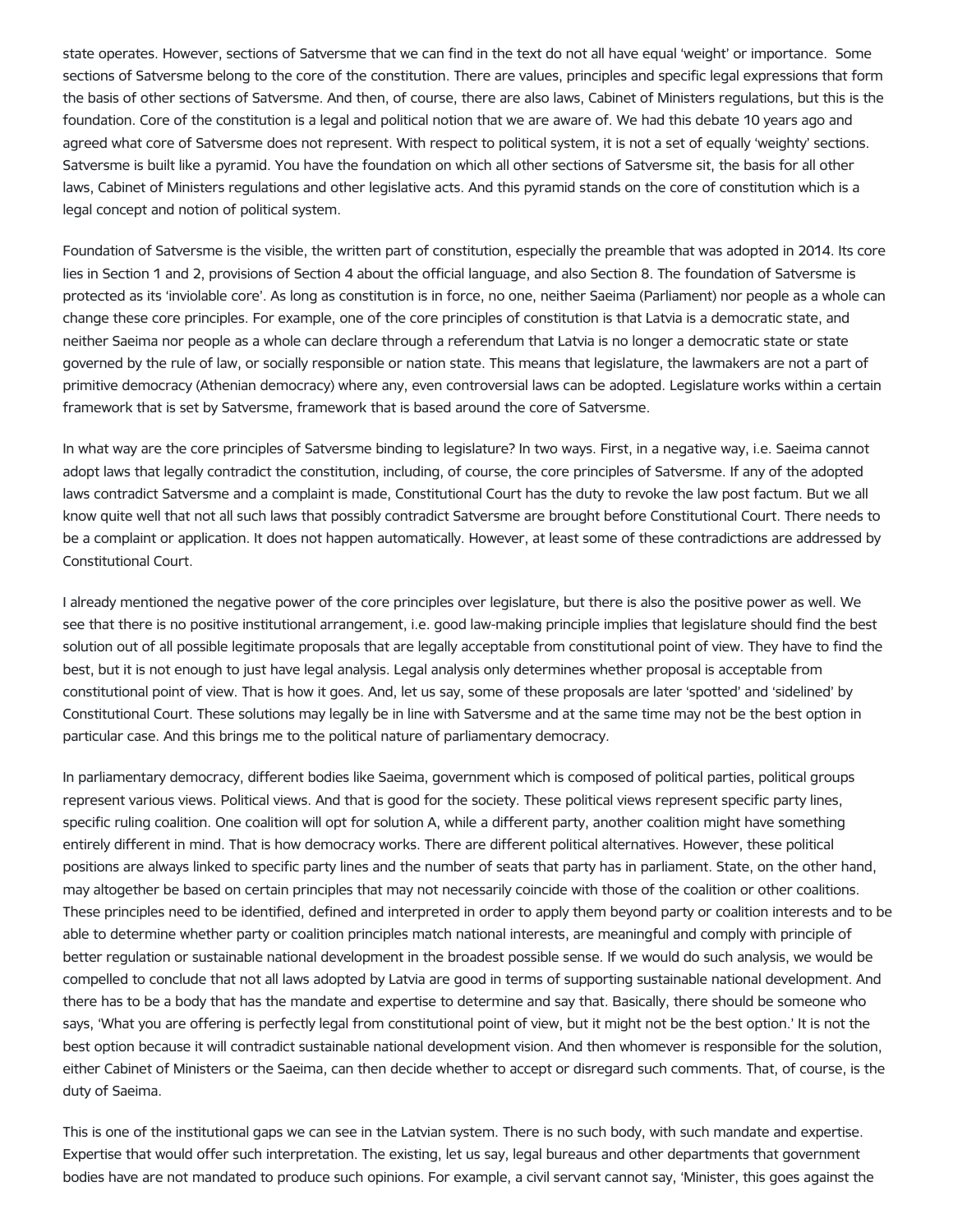state operates. However, sections of Satversme that we can find in the text do not all have equal 'weight' or importance. Some sections of Satversme belong to the core of the constitution. There are values, principles and specific legal expressions that form the basis of other sections of Satversme. And then, of course, there are also laws, Cabinet of Ministers regulations, but this is the foundation. Core of the constitution is a legal and political notion that we are aware of. We had this debate 10 years ago and agreed what core of Satversme does not represent. With respect to political system, it is not a set of equally 'weighty' sections. Satversme is built like a pyramid. You have the foundation on which all other sections of Satversme sit, the basis for all other laws, Cabinet of Ministers regulations and other legislative acts. And this pyramid stands on the core of constitution which is a legal concept and notion of political system.

Foundation of Satversme is the visible, the written part of constitution, especially the preamble that was adopted in 2014. Its core lies in Section 1 and 2, provisions of Section 4 about the official language, and also Section 8. The foundation of Satversme is protected as its 'inviolable core'. As long as constitution is in force, no one, neither Saeima (Parliament) nor people as a whole can change these core principles. For example, one of the core principles of constitution is that Latvia is a democratic state, and neither Saeima nor people as a whole can declare through a referendum that Latvia is no longer a democratic state or state governed by the rule of law, or socially responsible or nation state. This means that legislature, the lawmakers are not a part of primitive democracy (Athenian democracy) where any, even controversial laws can be adopted. Legislature works within a certain framework that is set by Satversme, framework that is based around the core of Satversme.

In what way are the core principles of Satversme binding to legislature? In two ways. First, in a negative way, i.e. Saeima cannot adopt laws that legally contradict the constitution, including, of course, the core principles of Satversme. If any of the adopted laws contradict Satversme and a complaint is made, Constitutional Court has the duty to revoke the law post factum. But we all know quite well that not all such laws that possibly contradict Satversme are brought before Constitutional Court. There needs to be a complaint or application. It does not happen automatically. However, at least some of these contradictions are addressed by Constitutional Court.

I already mentioned the negative power of the core principles over legislature, but there is also the positive power as well. We see that there is no positive institutional arrangement, i.e. good law-making principle implies that legislature should find the best solution out of all possible legitimate proposals that are legally acceptable from constitutional point of view. They have to find the best, but it is not enough to just have legal analysis. Legal analysis only determines whether proposal is acceptable from constitutional point of view. That is how it goes. And, let us say, some of these proposals are later 'spotted' and 'sidelined' by Constitutional Court. These solutions may legally be in line with Satversme and at the same time may not be the best option in particular case. And this brings me to the political nature of parliamentary democracy.

In parliamentary democracy, different bodies like Saeima, government which is composed of political parties, political groups represent various views. Political views. And that is good for the society. These political views represent specific party lines, specific ruling coalition. One coalition will opt for solution A, while a different party, another coalition might have something entirely different in mind. That is how democracy works. There are different political alternatives. However, these political positions are always linked to specific party lines and the number of seats that party has in parliament. State, on the other hand, may altogether be based on certain principles that may not necessarily coincide with those of the coalition or other coalitions. These principles need to be identified, defined and interpreted in order to apply them beyond party or coalition interests and to be able to determine whether party or coalition principles match national interests, are meaningful and comply with principle of better regulation or sustainable national development in the broadest possible sense. If we would do such analysis, we would be compelled to conclude that not all laws adopted by Latvia are good in terms of supporting sustainable national development. And there has to be a body that has the mandate and expertise to determine and say that. Basically, there should be someone who says, 'What you are offering is perfectly legal from constitutional point of view, but it might not be the best option.' It is not the best option because it will contradict sustainable national development vision. And then whomever is responsible for the solution, either Cabinet of Ministers or the Saeima, can then decide whether to accept or disregard such comments. That, of course, is the duty of Saeima.

This is one of the institutional gaps we can see in the Latvian system. There is no such body, with such mandate and expertise. Expertise that would offer such interpretation. The existing, let us say, legal bureaus and other departments that government bodies have are not mandated to produce such opinions. For example, a civil servant cannot say, 'Minister, this goes against the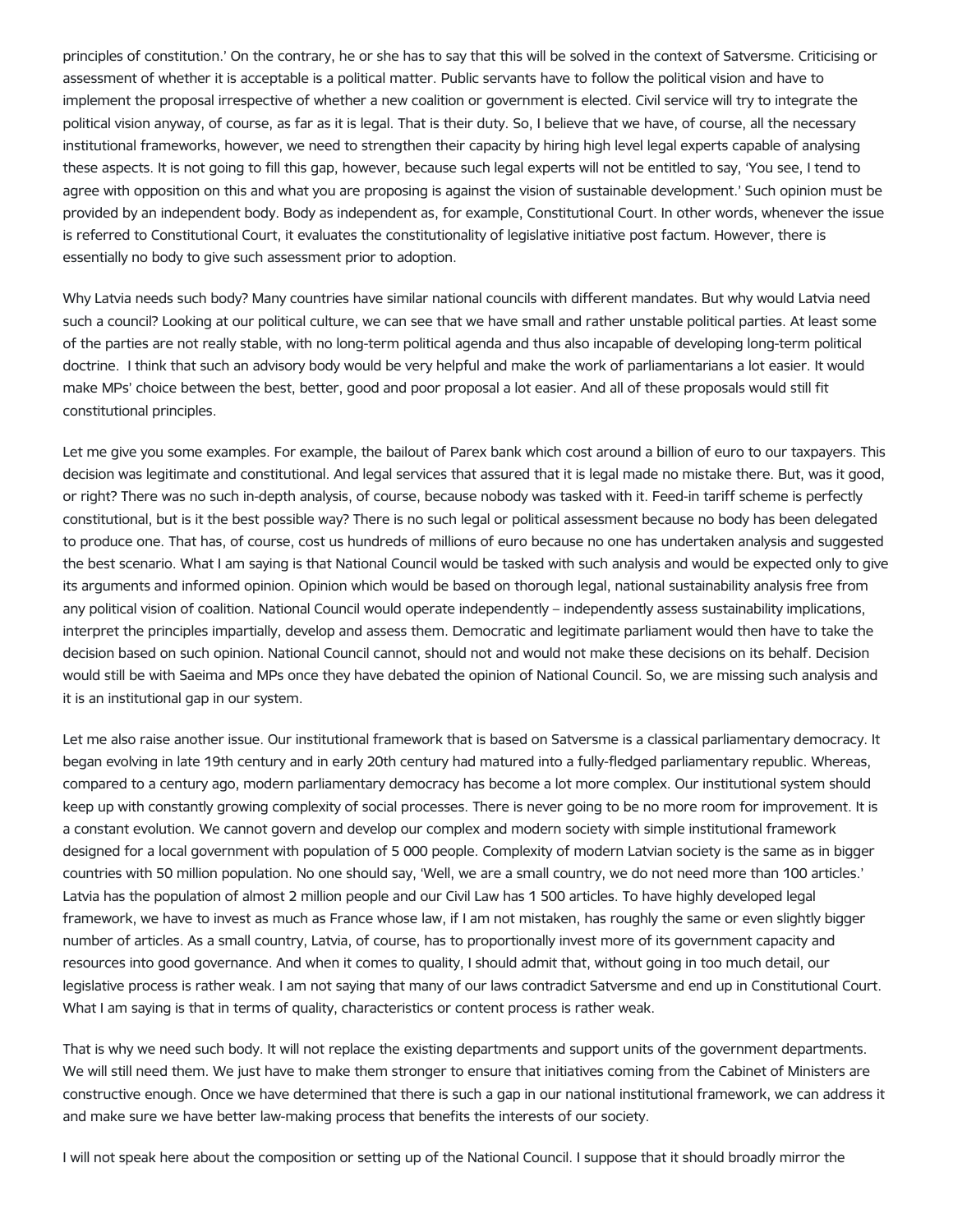principles of constitution.' On the contrary, he or she has to say that this will be solved in the context of Satversme. Criticising or assessment of whether it is acceptable is a political matter. Public servants have to follow the political vision and have to implement the proposal irrespective of whether a new coalition or government is elected. Civil service will try to integrate the political vision anyway, of course, as far as it is legal. That is their duty. So, I believe that we have, of course, all the necessary institutional frameworks, however, we need to strengthen their capacity by hiring high level legal experts capable of analysing these aspects. It is not going to fill this gap, however, because such legal experts will not be entitled to say, 'You see, I tend to agree with opposition on this and what you are proposing is against the vision of sustainable development.' Such opinion must be provided by an independent body. Body as independent as, for example, Constitutional Court. In other words, whenever the issue is referred to Constitutional Court, it evaluates the constitutionality of legislative initiative post factum. However, there is essentially no body to give such assessment prior to adoption.

Why Latvia needs such body? Many countries have similar national councils with different mandates. But why would Latvia need such a council? Looking at our political culture, we can see that we have small and rather unstable political parties. At least some of the parties are not really stable, with no long-term political agenda and thus also incapable of developing long-term political doctrine. I think that such an advisory body would be very helpful and make the work of parliamentarians a lot easier. It would make MPs' choice between the best, better, good and poor proposal a lot easier. And all of these proposals would still fit constitutional principles.

Let me give you some examples. For example, the bailout of Parex bank which cost around a billion of euro to our taxpayers. This decision was legitimate and constitutional. And legal services that assured that it is legal made no mistake there. But, was it good, or right? There was no such in-depth analysis, of course, because nobody was tasked with it. Feed-in tariff scheme is perfectly constitutional, but is it the best possible way? There is no such legal or political assessment because no body has been delegated to produce one. That has, of course, cost us hundreds of millions of euro because no one has undertaken analysis and suggested the best scenario. What I am saying is that National Council would be tasked with such analysis and would be expected only to give its arguments and informed opinion. Opinion which would be based on thorough legal, national sustainability analysis free from any political vision of coalition. National Council would operate independently – independently assess sustainability implications, interpret the principles impartially, develop and assess them. Democratic and legitimate parliament would then have to take the decision based on such opinion. National Council cannot, should not and would not make these decisions on its behalf. Decision would still be with Saeima and MPs once they have debated the opinion of National Council. So, we are missing such analysis and it is an institutional gap in our system.

Let me also raise another issue. Our institutional framework that is based on Satversme is a classical parliamentary democracy. It began evolving in late 19th century and in early 20th century had matured into a fully-fledged parliamentary republic. Whereas, compared to a century ago, modern parliamentary democracy has become a lot more complex. Our institutional system should keep up with constantly growing complexity of social processes. There is never going to be no more room for improvement. It is a constant evolution. We cannot govern and develop our complex and modern society with simple institutional framework designed for a local government with population of 5 000 people. Complexity of modern Latvian society is the same as in bigger countries with 50 million population. No one should say, 'Well, we are a small country, we do not need more than 100 articles.' Latvia has the population of almost 2 million people and our Civil Law has 1 500 articles. To have highly developed legal framework, we have to invest as much as France whose law, if I am not mistaken, has roughly the same or even slightly bigger number of articles. As a small country, Latvia, of course, has to proportionally invest more of its government capacity and resources into good governance. And when it comes to quality, I should admit that, without going in too much detail, our legislative process is rather weak. I am not saying that many of our laws contradict Satversme and end up in Constitutional Court. What I am saying is that in terms of quality, characteristics or content process is rather weak.

That is why we need such body. It will not replace the existing departments and support units of the government departments. We will still need them. We just have to make them stronger to ensure that initiatives coming from the Cabinet of Ministers are constructive enough. Once we have determined that there is such a gap in our national institutional framework, we can address it and make sure we have better law-making process that benefits the interests of our society.

I will not speak here about the composition or setting up of the National Council. I suppose that it should broadly mirror the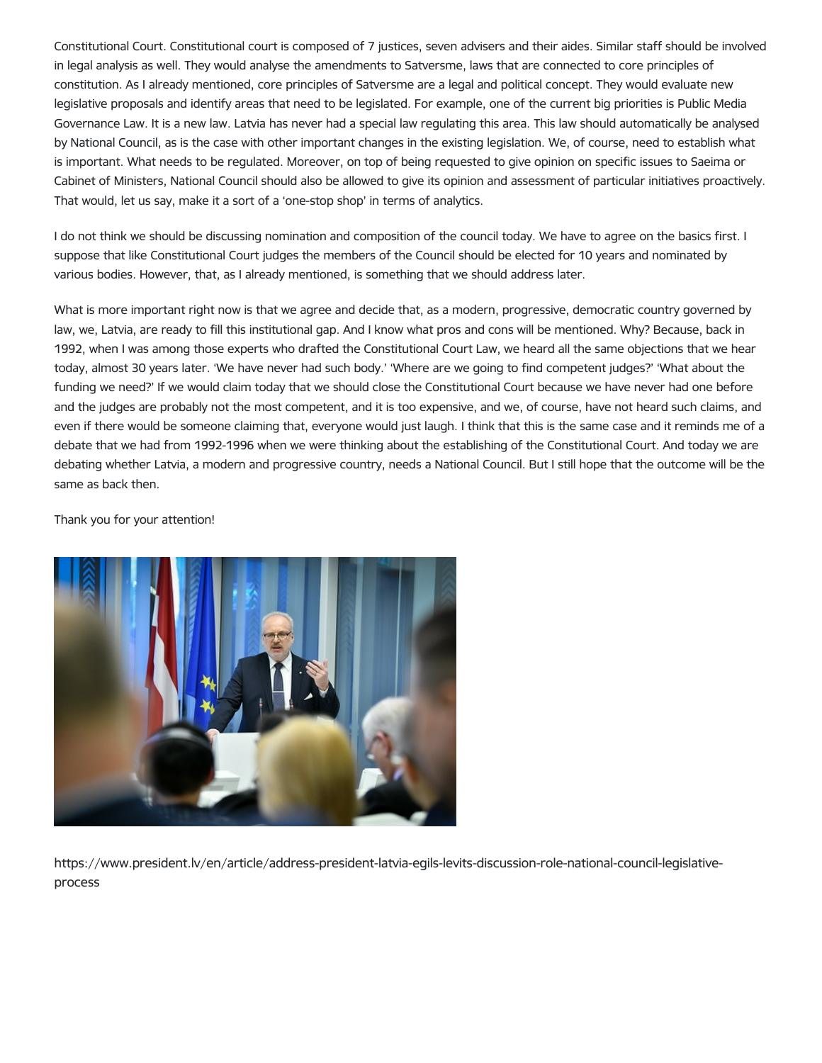Constitutional Court. Constitutional court is composed of 7 justices, seven advisers and their aides. Similar staff should be involved in legal analysis as well. They would analyse the amendments to Satversme, laws that are connected to core principles of constitution. As I already mentioned, core principles of Satversme are a legal and political concept. They would evaluate new legislative proposals and identify areas that need to be legislated. For example, one of the current big priorities is Public Media Governance Law. It is a new law. Latvia has never had a special law regulating this area. This law should automatically be analysed by National Council, as is the case with other important changes in the existing legislation. We, of course, need to establish what is important. What needs to be regulated. Moreover, on top of being requested to give opinion on specific issues to Saeima or Cabinet of Ministers, National Council should also be allowed to give its opinion and assessment of particular initiatives proactively. That would, let us say, make it a sort of a 'one-stop shop' in terms of analytics.

I do not think we should be discussing nomination and composition of the council today. We have to agree on the basics first. I suppose that like Constitutional Court judges the members of the Council should be elected for 10 years and nominated by various bodies. However, that, as I already mentioned, is something that we should address later.

What is more important right now is that we agree and decide that, as a modern, progressive, democratic country governed by law, we, Latvia, are ready to fill this institutional gap. And I know what pros and cons will be mentioned. Why? Because, back in 1992, when I was among those experts who drafted the Constitutional Court Law, we heard all the same objections that we hear today, almost 30 years later. 'We have never had such body.' 'Where are we going to find competent judges?' 'What about the funding we need?' If we would claim today that we should close the Constitutional Court because we have never had one before and the judges are probably not the most competent, and it is too expensive, and we, of course, have not heard such claims, and even if there would be someone claiming that, everyone would just laugh. I think that this is the same case and it reminds me of a debate that we had from 1992-1996 when we were thinking about the establishing of the Constitutional Court. And today we are debating whether Latvia, a modern and progressive country, needs a National Council. But I still hope that the outcome will be the same as back then.

Thank you for your attention!

https://www.president.lv/en/article/address-president-latvia-egils-levits-discussion-role-national-council-legislative-process